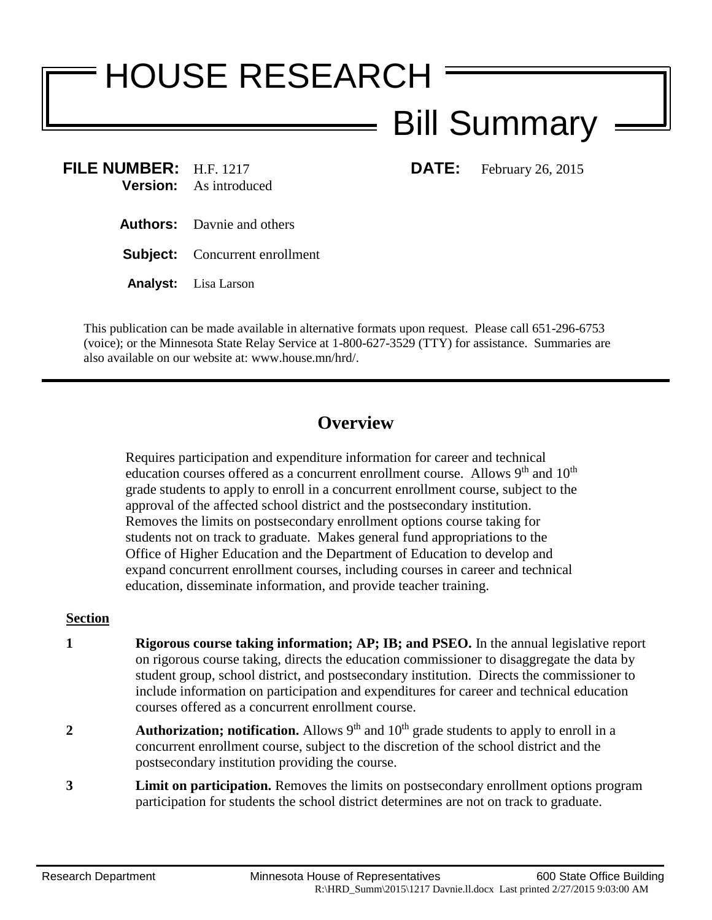# HOUSE RESEARCH

## Bill Summary

**FILE NUMBER:** H.F. 1217 **DATE:** February 26, 2015
**Version:** As introduced

**Authors:** Davnie and others

**Subject:** Concurrent enrollment

**Analyst:** Lisa Larson

This publication can be made available in alternative formats upon request. Please call 651-296-6753 (voice); or the Minnesota State Relay Service at 1-800-627-3529 (TTY) for assistance. Summaries are also available on our website at: www.house.mn/hrd/.

---

## Overview

Requires participation and expenditure information for career and technical education courses offered as a concurrent enrollment course. Allows 9th and 10th grade students to apply to enroll in a concurrent enrollment course, subject to the approval of the affected school district and the postsecondary institution. Removes the limits on postsecondary enrollment options course taking for students not on track to graduate. Makes general fund appropriations to the Office of Higher Education and the Department of Education to develop and expand concurrent enrollment courses, including courses in career and technical education, disseminate information, and provide teacher training.

**Section**

**1** **Rigorous course taking information; AP; IB; and PSEO.** In the annual legislative report on rigorous course taking, directs the education commissioner to disaggregate the data by student group, school district, and postsecondary institution. Directs the commissioner to include information on participation and expenditures for career and technical education courses offered as a concurrent enrollment course.

**2** **Authorization; notification.** Allows 9th and 10th grade students to apply to enroll in a concurrent enrollment course, subject to the discretion of the school district and the postsecondary institution providing the course.

**3** **Limit on participation.** Removes the limits on postsecondary enrollment options program participation for students the school district determines are not on track to graduate.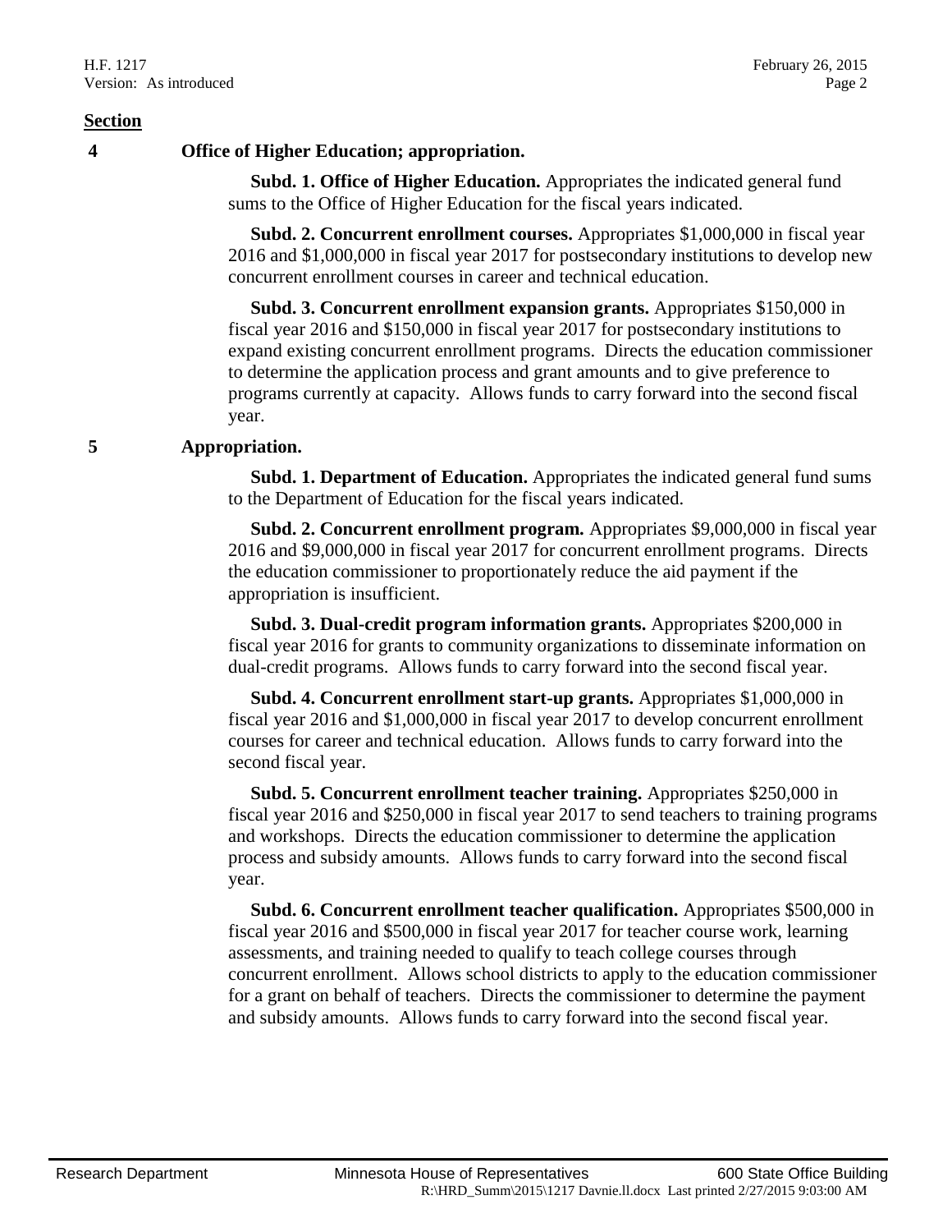**Section**

**4 Office of Higher Education; appropriation.**

**Subd. 1. Office of Higher Education.** Appropriates the indicated general fund sums to the Office of Higher Education for the fiscal years indicated.

**Subd. 2. Concurrent enrollment courses.** Appropriates $1,000,000 in fiscal year 2016 and $1,000,000 in fiscal year 2017 for postsecondary institutions to develop new concurrent enrollment courses in career and technical education.

**Subd. 3. Concurrent enrollment expansion grants.** Appropriates $150,000 in fiscal year 2016 and $150,000 in fiscal year 2017 for postsecondary institutions to expand existing concurrent enrollment programs. Directs the education commissioner to determine the application process and grant amounts and to give preference to programs currently at capacity. Allows funds to carry forward into the second fiscal year.

**5 Appropriation.**

**Subd. 1. Department of Education.** Appropriates the indicated general fund sums to the Department of Education for the fiscal years indicated.

**Subd. 2. Concurrent enrollment program.** Appropriates $9,000,000 in fiscal year 2016 and $9,000,000 in fiscal year 2017 for concurrent enrollment programs. Directs the education commissioner to proportionately reduce the aid payment if the appropriation is insufficient.

**Subd. 3. Dual-credit program information grants.** Appropriates $200,000 in fiscal year 2016 for grants to community organizations to disseminate information on dual-credit programs. Allows funds to carry forward into the second fiscal year.

**Subd. 4. Concurrent enrollment start-up grants.** Appropriates $1,000,000 in fiscal year 2016 and $1,000,000 in fiscal year 2017 to develop concurrent enrollment courses for career and technical education. Allows funds to carry forward into the second fiscal year.

**Subd. 5. Concurrent enrollment teacher training.** Appropriates $250,000 in fiscal year 2016 and $250,000 in fiscal year 2017 to send teachers to training programs and workshops. Directs the education commissioner to determine the application process and subsidy amounts. Allows funds to carry forward into the second fiscal year.

**Subd. 6. Concurrent enrollment teacher qualification.** Appropriates $500,000 in fiscal year 2016 and $500,000 in fiscal year 2017 for teacher course work, learning assessments, and training needed to qualify to teach college courses through concurrent enrollment. Allows school districts to apply to the education commissioner for a grant on behalf of teachers. Directs the commissioner to determine the payment and subsidy amounts. Allows funds to carry forward into the second fiscal year.